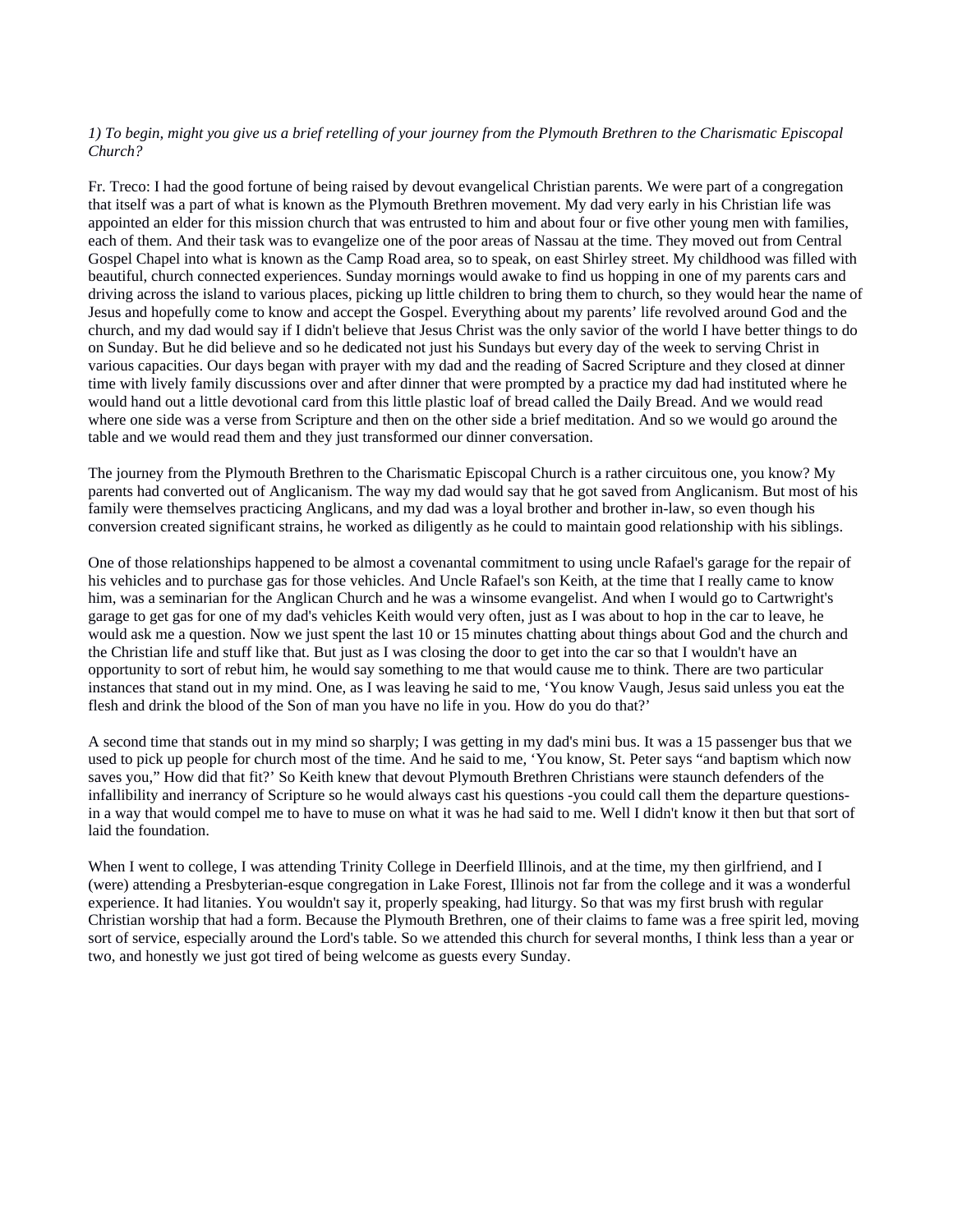*1) To begin, might you give us a brief retelling of your journey from the Plymouth Brethren to the Charismatic Episcopal Church?*

Fr. Treco: I had the good fortune of being raised by devout evangelical Christian parents. We were part of a congregation that itself was a part of what is known as the Plymouth Brethren movement. My dad very early in his Christian life was appointed an elder for this mission church that was entrusted to him and about four or five other young men with families, each of them. And their task was to evangelize one of the poor areas of Nassau at the time. They moved out from Central Gospel Chapel into what is known as the Camp Road area, so to speak, on east Shirley street. My childhood was filled with beautiful, church connected experiences. Sunday mornings would awake to find us hopping in one of my parents cars and driving across the island to various places, picking up little children to bring them to church, so they would hear the name of Jesus and hopefully come to know and accept the Gospel. Everything about my parents' life revolved around God and the church, and my dad would say if I didn't believe that Jesus Christ was the only savior of the world I have better things to do on Sunday. But he did believe and so he dedicated not just his Sundays but every day of the week to serving Christ in various capacities. Our days began with prayer with my dad and the reading of Sacred Scripture and they closed at dinner time with lively family discussions over and after dinner that were prompted by a practice my dad had instituted where he would hand out a little devotional card from this little plastic loaf of bread called the Daily Bread. And we would read where one side was a verse from Scripture and then on the other side a brief meditation. And so we would go around the table and we would read them and they just transformed our dinner conversation.

The journey from the Plymouth Brethren to the Charismatic Episcopal Church is a rather circuitous one, you know? My parents had converted out of Anglicanism. The way my dad would say that he got saved from Anglicanism. But most of his family were themselves practicing Anglicans, and my dad was a loyal brother and brother in-law, so even though his conversion created significant strains, he worked as diligently as he could to maintain good relationship with his siblings.

One of those relationships happened to be almost a covenantal commitment to using uncle Rafael's garage for the repair of his vehicles and to purchase gas for those vehicles. And Uncle Rafael's son Keith, at the time that I really came to know him, was a seminarian for the Anglican Church and he was a winsome evangelist. And when I would go to Cartwright's garage to get gas for one of my dad's vehicles Keith would very often, just as I was about to hop in the car to leave, he would ask me a question. Now we just spent the last 10 or 15 minutes chatting about things about God and the church and the Christian life and stuff like that. But just as I was closing the door to get into the car so that I wouldn't have an opportunity to sort of rebut him, he would say something to me that would cause me to think. There are two particular instances that stand out in my mind. One, as I was leaving he said to me, 'You know Vaugh, Jesus said unless you eat the flesh and drink the blood of the Son of man you have no life in you. How do you do that?'

A second time that stands out in my mind so sharply; I was getting in my dad's mini bus. It was a 15 passenger bus that we used to pick up people for church most of the time. And he said to me, 'You know, St. Peter says "and baptism which now saves you," How did that fit?' So Keith knew that devout Plymouth Brethren Christians were staunch defenders of the infallibility and inerrancy of Scripture so he would always cast his questions -you could call them the departure questions- in a way that would compel me to have to muse on what it was he had said to me. Well I didn't know it then but that sort of laid the foundation.

When I went to college, I was attending Trinity College in Deerfield Illinois, and at the time, my then girlfriend, and I (were) attending a Presbyterian-esque congregation in Lake Forest, Illinois not far from the college and it was a wonderful experience. It had litanies. You wouldn't say it, properly speaking, had liturgy. So that was my first brush with regular Christian worship that had a form. Because the Plymouth Brethren, one of their claims to fame was a free spirit led, moving sort of service, especially around the Lord's table. So we attended this church for several months, I think less than a year or two, and honestly we just got tired of being welcome as guests every Sunday.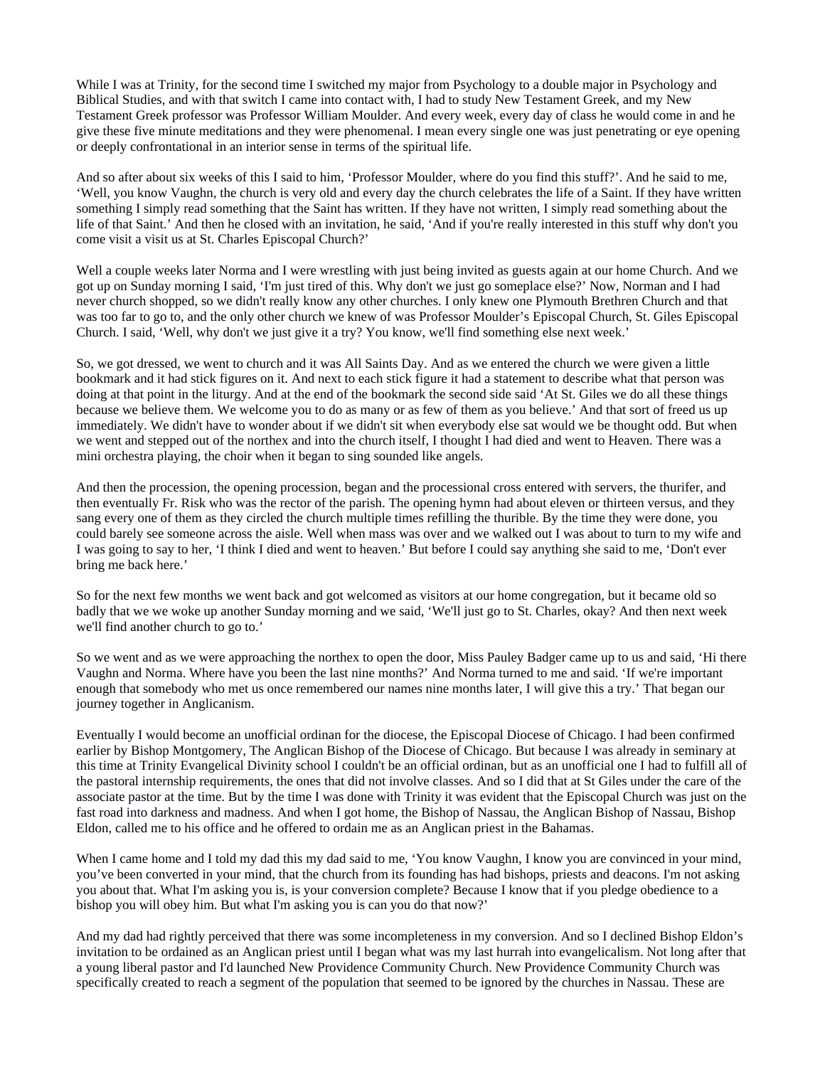While I was at Trinity, for the second time I switched my major from Psychology to a double major in Psychology and Biblical Studies, and with that switch I came into contact with, I had to study New Testament Greek, and my New Testament Greek professor was Professor William Moulder. And every week, every day of class he would come in and he give these five minute meditations and they were phenomenal. I mean every single one was just penetrating or eye opening or deeply confrontational in an interior sense in terms of the spiritual life.

And so after about six weeks of this I said to him, 'Professor Moulder, where do you find this stuff?'. And he said to me, 'Well, you know Vaughn, the church is very old and every day the church celebrates the life of a Saint. If they have written something I simply read something that the Saint has written. If they have not written, I simply read something about the life of that Saint.' And then he closed with an invitation, he said, 'And if you're really interested in this stuff why don't you come visit a visit us at St. Charles Episcopal Church?'

Well a couple weeks later Norma and I were wrestling with just being invited as guests again at our home Church. And we got up on Sunday morning I said, 'I'm just tired of this. Why don't we just go someplace else?' Now, Norman and I had never church shopped, so we didn't really know any other churches. I only knew one Plymouth Brethren Church and that was too far to go to, and the only other church we knew of was Professor Moulder's Episcopal Church, St. Giles Episcopal Church. I said, 'Well, why don't we just give it a try? You know, we'll find something else next week.'

So, we got dressed, we went to church and it was All Saints Day. And as we entered the church we were given a little bookmark and it had stick figures on it. And next to each stick figure it had a statement to describe what that person was doing at that point in the liturgy. And at the end of the bookmark the second side said 'At St. Giles we do all these things because we believe them. We welcome you to do as many or as few of them as you believe.' And that sort of freed us up immediately. We didn't have to wonder about if we didn't sit when everybody else sat would we be thought odd. But when we went and stepped out of the northex and into the church itself, I thought I had died and went to Heaven. There was a mini orchestra playing, the choir when it began to sing sounded like angels.

And then the procession, the opening procession, began and the processional cross entered with servers, the thurifer, and then eventually Fr. Risk who was the rector of the parish. The opening hymn had about eleven or thirteen versus, and they sang every one of them as they circled the church multiple times refilling the thurible. By the time they were done, you could barely see someone across the aisle. Well when mass was over and we walked out I was about to turn to my wife and I was going to say to her, 'I think I died and went to heaven.' But before I could say anything she said to me, 'Don't ever bring me back here.'

So for the next few months we went back and got welcomed as visitors at our home congregation, but it became old so badly that we we woke up another Sunday morning and we said, 'We'll just go to St. Charles, okay? And then next week we'll find another church to go to.'

So we went and as we were approaching the northex to open the door, Miss Pauley Badger came up to us and said, 'Hi there Vaughn and Norma. Where have you been the last nine months?' And Norma turned to me and said. 'If we're important enough that somebody who met us once remembered our names nine months later, I will give this a try.' That began our journey together in Anglicanism.

Eventually I would become an unofficial ordinan for the diocese, the Episcopal Diocese of Chicago. I had been confirmed earlier by Bishop Montgomery, The Anglican Bishop of the Diocese of Chicago. But because I was already in seminary at this time at Trinity Evangelical Divinity school I couldn't be an official ordinan, but as an unofficial one I had to fulfill all of the pastoral internship requirements, the ones that did not involve classes. And so I did that at St Giles under the care of the associate pastor at the time. But by the time I was done with Trinity it was evident that the Episcopal Church was just on the fast road into darkness and madness. And when I got home, the Bishop of Nassau, the Anglican Bishop of Nassau, Bishop Eldon, called me to his office and he offered to ordain me as an Anglican priest in the Bahamas.

When I came home and I told my dad this my dad said to me, 'You know Vaughn, I know you are convinced in your mind, you've been converted in your mind, that the church from its founding has had bishops, priests and deacons. I'm not asking you about that. What I'm asking you is, is your conversion complete? Because I know that if you pledge obedience to a bishop you will obey him. But what I'm asking you is can you do that now?'

And my dad had rightly perceived that there was some incompleteness in my conversion. And so I declined Bishop Eldon's invitation to be ordained as an Anglican priest until I began what was my last hurrah into evangelicalism. Not long after that a young liberal pastor and I'd launched New Providence Community Church. New Providence Community Church was specifically created to reach a segment of the population that seemed to be ignored by the churches in Nassau. These are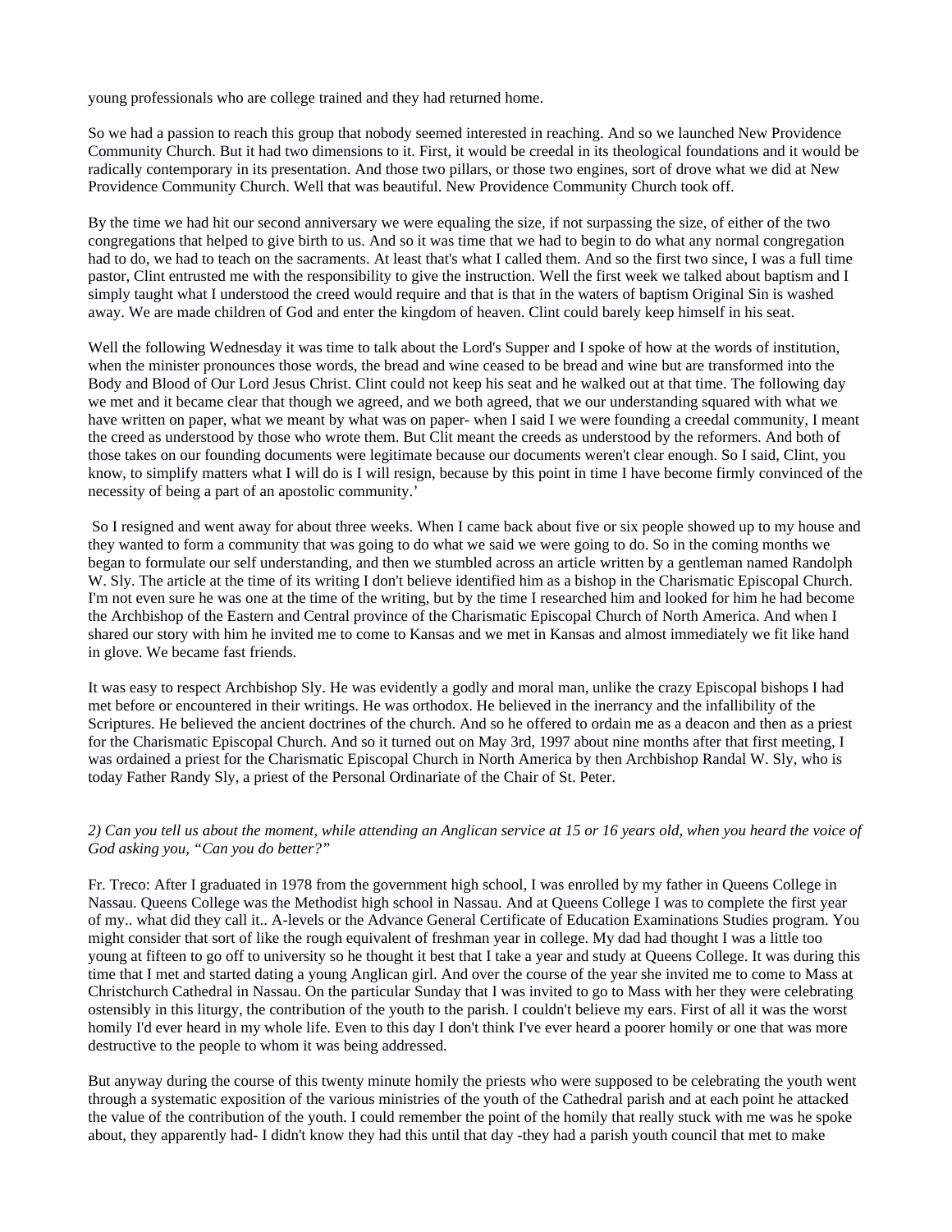young professionals who are college trained and they had returned home.

So we had a passion to reach this group that nobody seemed interested in reaching. And so we launched New Providence Community Church. But it had two dimensions to it. First, it would be creedal in its theological foundations and it would be radically contemporary in its presentation. And those two pillars, or those two engines, sort of drove what we did at New Providence Community Church. Well that was beautiful. New Providence Community Church took off.

By the time we had hit our second anniversary we were equaling the size, if not surpassing the size, of either of the two congregations that helped to give birth to us. And so it was time that we had to begin to do what any normal congregation had to do, we had to teach on the sacraments. At least that's what I called them. And so the first two since, I was a full time pastor, Clint entrusted me with the responsibility to give the instruction. Well the first week we talked about baptism and I simply taught what I understood the creed would require and that is that in the waters of baptism Original Sin is washed away. We are made children of God and enter the kingdom of heaven. Clint could barely keep himself in his seat.

Well the following Wednesday it was time to talk about the Lord's Supper and I spoke of how at the words of institution, when the minister pronounces those words, the bread and wine ceased to be bread and wine but are transformed into the Body and Blood of Our Lord Jesus Christ. Clint could not keep his seat and he walked out at that time. The following day we met and it became clear that though we agreed, and we both agreed, that we our understanding squared with what we have written on paper, what we meant by what was on paper- when I said I we were founding a creedal community, I meant the creed as understood by those who wrote them. But Clit meant the creeds as understood by the reformers. And both of those takes on our founding documents were legitimate because our documents weren't clear enough. So I said, Clint, you know, to simplify matters what I will do is I will resign, because by this point in time I have become firmly convinced of the necessity of being a part of an apostolic community.'

So I resigned and went away for about three weeks. When I came back about five or six people showed up to my house and they wanted to form a community that was going to do what we said we were going to do. So in the coming months we began to formulate our self understanding, and then we stumbled across an article written by a gentleman named Randolph W. Sly. The article at the time of its writing I don't believe identified him as a bishop in the Charismatic Episcopal Church. I'm not even sure he was one at the time of the writing, but by the time I researched him and looked for him he had become the Archbishop of the Eastern and Central province of the Charismatic Episcopal Church of North America. And when I shared our story with him he invited me to come to Kansas and we met in Kansas and almost immediately we fit like hand in glove. We became fast friends.

It was easy to respect Archbishop Sly. He was evidently a godly and moral man, unlike the crazy Episcopal bishops I had met before or encountered in their writings. He was orthodox. He believed in the inerrancy and the infallibility of the Scriptures. He believed the ancient doctrines of the church. And so he offered to ordain me as a deacon and then as a priest for the Charismatic Episcopal Church. And so it turned out on May 3rd, 1997 about nine months after that first meeting, I was ordained a priest for the Charismatic Episcopal Church in North America by then Archbishop Randal W. Sly, who is today Father Randy Sly, a priest of the Personal Ordinariate of the Chair of St. Peter.

*2) Can you tell us about the moment, while attending an Anglican service at 15 or 16 years old, when you heard the voice of God asking you, "Can you do better?"*

Fr. Treco: After I graduated in 1978 from the government high school, I was enrolled by my father in Queens College in Nassau. Queens College was the Methodist high school in Nassau. And at Queens College I was to complete the first year of my.. what did they call it.. A-levels or the Advance General Certificate of Education Examinations Studies program. You might consider that sort of like the rough equivalent of freshman year in college. My dad had thought I was a little too young at fifteen to go off to university so he thought it best that I take a year and study at Queens College. It was during this time that I met and started dating a young Anglican girl. And over the course of the year she invited me to come to Mass at Christchurch Cathedral in Nassau. On the particular Sunday that I was invited to go to Mass with her they were celebrating ostensibly in this liturgy, the contribution of the youth to the parish. I couldn't believe my ears. First of all it was the worst homily I'd ever heard in my whole life. Even to this day I don't think I've ever heard a poorer homily or one that was more destructive to the people to whom it was being addressed.

But anyway during the course of this twenty minute homily the priests who were supposed to be celebrating the youth went through a systematic exposition of the various ministries of the youth of the Cathedral parish and at each point he attacked the value of the contribution of the youth. I could remember the point of the homily that really stuck with me was he spoke about, they apparently had- I didn't know they had this until that day -they had a parish youth council that met to make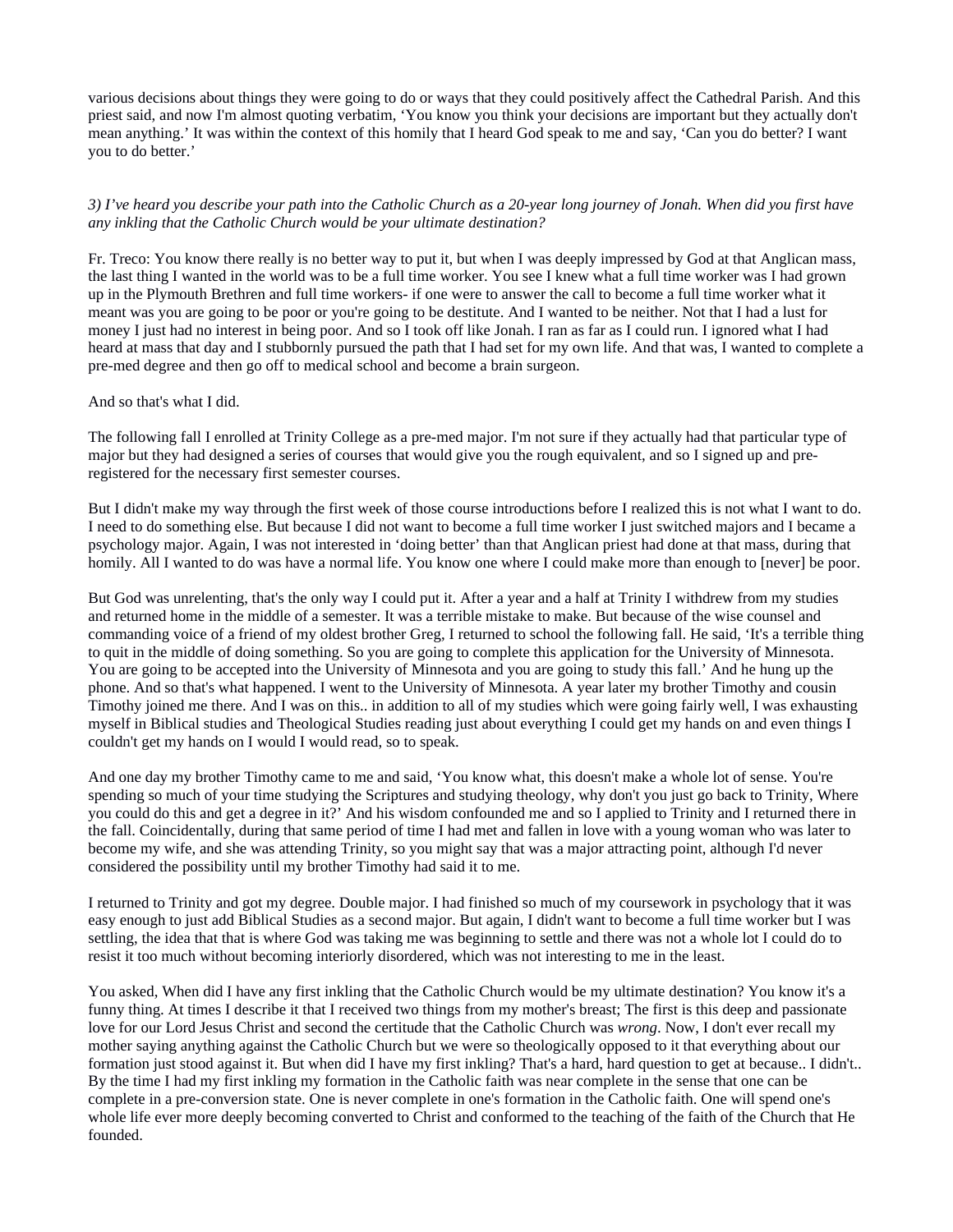various decisions about things they were going to do or ways that they could positively affect the Cathedral Parish. And this priest said, and now I'm almost quoting verbatim, 'You know you think your decisions are important but they actually don't mean anything.' It was within the context of this homily that I heard God speak to me and say, 'Can you do better? I want you to do better.'

*3) I've heard you describe your path into the Catholic Church as a 20-year long journey of Jonah. When did you first have any inkling that the Catholic Church would be your ultimate destination?*

Fr. Treco: You know there really is no better way to put it, but when I was deeply impressed by God at that Anglican mass, the last thing I wanted in the world was to be a full time worker. You see I knew what a full time worker was I had grown up in the Plymouth Brethren and full time workers- if one were to answer the call to become a full time worker what it meant was you are going to be poor or you're going to be destitute. And I wanted to be neither. Not that I had a lust for money I just had no interest in being poor. And so I took off like Jonah. I ran as far as I could run. I ignored what I had heard at mass that day and I stubbornly pursued the path that I had set for my own life. And that was, I wanted to complete a pre-med degree and then go off to medical school and become a brain surgeon.

And so that's what I did.

The following fall I enrolled at Trinity College as a pre-med major. I'm not sure if they actually had that particular type of major but they had designed a series of courses that would give you the rough equivalent, and so I signed up and pre-registered for the necessary first semester courses.

But I didn't make my way through the first week of those course introductions before I realized this is not what I want to do. I need to do something else. But because I did not want to become a full time worker I just switched majors and I became a psychology major. Again, I was not interested in 'doing better' than that Anglican priest had done at that mass, during that homily. All I wanted to do was have a normal life. You know one where I could make more than enough to [never] be poor.

But God was unrelenting, that's the only way I could put it. After a year and a half at Trinity I withdrew from my studies and returned home in the middle of a semester. It was a terrible mistake to make. But because of the wise counsel and commanding voice of a friend of my oldest brother Greg, I returned to school the following fall. He said, 'It's a terrible thing to quit in the middle of doing something. So you are going to complete this application for the University of Minnesota. You are going to be accepted into the University of Minnesota and you are going to study this fall.' And he hung up the phone. And so that's what happened. I went to the University of Minnesota. A year later my brother Timothy and cousin Timothy joined me there. And I was on this.. in addition to all of my studies which were going fairly well, I was exhausting myself in Biblical studies and Theological Studies reading just about everything I could get my hands on and even things I couldn't get my hands on I would I would read, so to speak.

And one day my brother Timothy came to me and said, 'You know what, this doesn't make a whole lot of sense. You're spending so much of your time studying the Scriptures and studying theology, why don't you just go back to Trinity, Where you could do this and get a degree in it?' And his wisdom confounded me and so I applied to Trinity and I returned there in the fall. Coincidentally, during that same period of time I had met and fallen in love with a young woman who was later to become my wife, and she was attending Trinity, so you might say that was a major attracting point, although I'd never considered the possibility until my brother Timothy had said it to me.

I returned to Trinity and got my degree. Double major. I had finished so much of my coursework in psychology that it was easy enough to just add Biblical Studies as a second major. But again, I didn't want to become a full time worker but I was settling, the idea that that is where God was taking me was beginning to settle and there was not a whole lot I could do to resist it too much without becoming interiorly disordered, which was not interesting to me in the least.

You asked, When did I have any first inkling that the Catholic Church would be my ultimate destination? You know it's a funny thing. At times I describe it that I received two things from my mother's breast; The first is this deep and passionate love for our Lord Jesus Christ and second the certitude that the Catholic Church was *wrong*. Now, I don't ever recall my mother saying anything against the Catholic Church but we were so theologically opposed to it that everything about our formation just stood against it. But when did I have my first inkling? That's a hard, hard question to get at because.. I didn't.. By the time I had my first inkling my formation in the Catholic faith was near complete in the sense that one can be complete in a pre-conversion state. One is never complete in one's formation in the Catholic faith. One will spend one's whole life ever more deeply becoming converted to Christ and conformed to the teaching of the faith of the Church that He founded.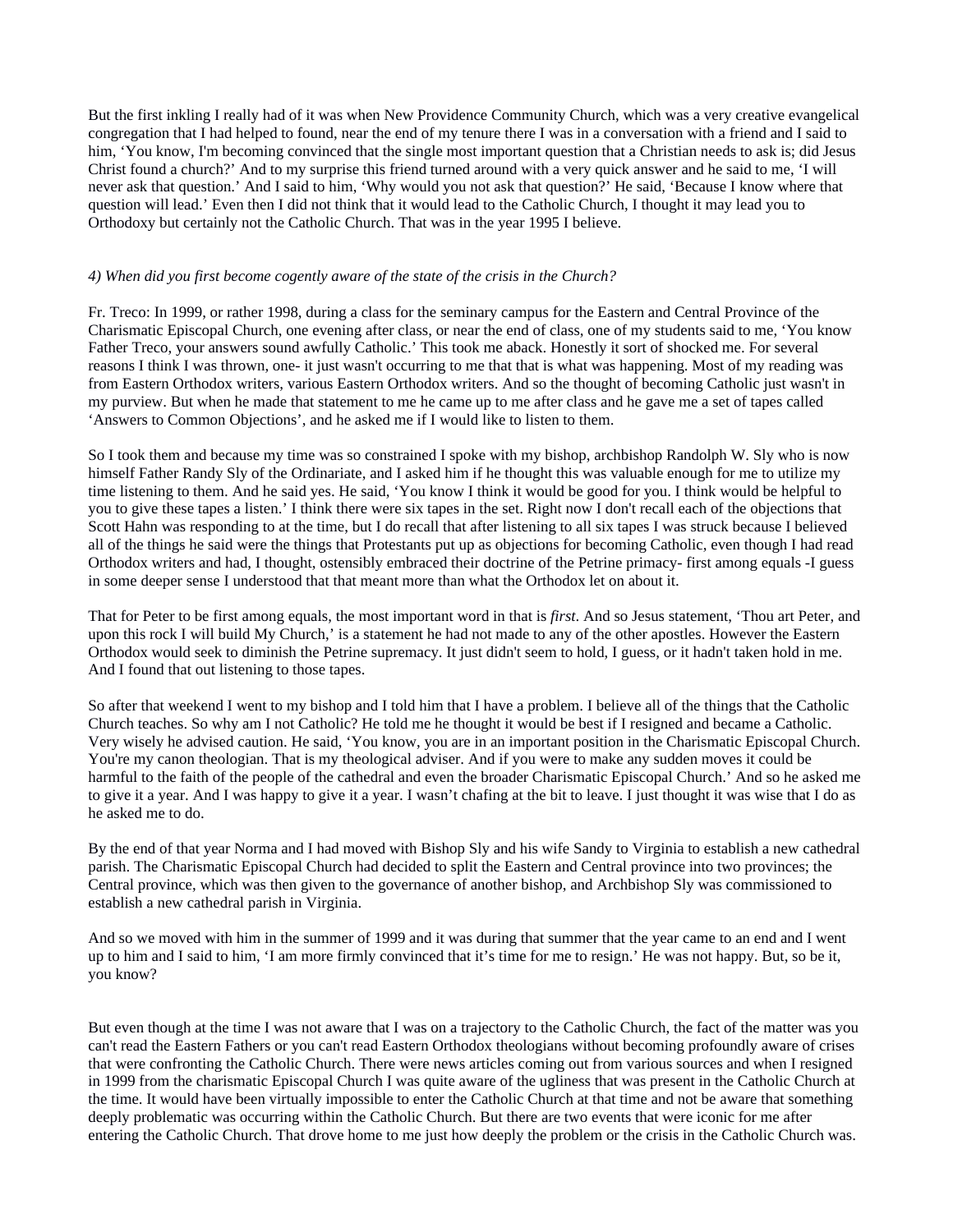But the first inkling I really had of it was when New Providence Community Church, which was a very creative evangelical congregation that I had helped to found, near the end of my tenure there I was in a conversation with a friend and I said to him, 'You know, I'm becoming convinced that the single most important question that a Christian needs to ask is; did Jesus Christ found a church?' And to my surprise this friend turned around with a very quick answer and he said to me, 'I will never ask that question.' And I said to him, 'Why would you not ask that question?' He said, 'Because I know where that question will lead.' Even then I did not think that it would lead to the Catholic Church, I thought it may lead you to Orthodoxy but certainly not the Catholic Church. That was in the year 1995 I believe.

*4) When did you first become cogently aware of the state of the crisis in the Church?*

Fr. Treco: In 1999, or rather 1998, during a class for the seminary campus for the Eastern and Central Province of the Charismatic Episcopal Church, one evening after class, or near the end of class, one of my students said to me, 'You know Father Treco, your answers sound awfully Catholic.' This took me aback. Honestly it sort of shocked me. For several reasons I think I was thrown, one- it just wasn't occurring to me that that is what was happening. Most of my reading was from Eastern Orthodox writers, various Eastern Orthodox writers. And so the thought of becoming Catholic just wasn't in my purview. But when he made that statement to me he came up to me after class and he gave me a set of tapes called 'Answers to Common Objections', and he asked me if I would like to listen to them.

So I took them and because my time was so constrained I spoke with my bishop, archbishop Randolph W. Sly who is now himself Father Randy Sly of the Ordinariate, and I asked him if he thought this was valuable enough for me to utilize my time listening to them. And he said yes. He said, 'You know I think it would be good for you. I think would be helpful to you to give these tapes a listen.' I think there were six tapes in the set. Right now I don't recall each of the objections that Scott Hahn was responding to at the time, but I do recall that after listening to all six tapes I was struck because I believed all of the things he said were the things that Protestants put up as objections for becoming Catholic, even though I had read Orthodox writers and had, I thought, ostensibly embraced their doctrine of the Petrine primacy- first among equals -I guess in some deeper sense I understood that that meant more than what the Orthodox let on about it.

That for Peter to be first among equals, the most important word in that is *first*. And so Jesus statement, 'Thou art Peter, and upon this rock I will build My Church,' is a statement he had not made to any of the other apostles. However the Eastern Orthodox would seek to diminish the Petrine supremacy. It just didn't seem to hold, I guess, or it hadn't taken hold in me. And I found that out listening to those tapes.

So after that weekend I went to my bishop and I told him that I have a problem. I believe all of the things that the Catholic Church teaches. So why am I not Catholic? He told me he thought it would be best if I resigned and became a Catholic. Very wisely he advised caution. He said, 'You know, you are in an important position in the Charismatic Episcopal Church. You're my canon theologian. That is my theological adviser. And if you were to make any sudden moves it could be harmful to the faith of the people of the cathedral and even the broader Charismatic Episcopal Church.' And so he asked me to give it a year. And I was happy to give it a year. I wasn't chafing at the bit to leave. I just thought it was wise that I do as he asked me to do.

By the end of that year Norma and I had moved with Bishop Sly and his wife Sandy to Virginia to establish a new cathedral parish. The Charismatic Episcopal Church had decided to split the Eastern and Central province into two provinces; the Central province, which was then given to the governance of another bishop, and Archbishop Sly was commissioned to establish a new cathedral parish in Virginia.

And so we moved with him in the summer of 1999 and it was during that summer that the year came to an end and I went up to him and I said to him, 'I am more firmly convinced that it's time for me to resign.' He was not happy. But, so be it, you know?

But even though at the time I was not aware that I was on a trajectory to the Catholic Church, the fact of the matter was you can't read the Eastern Fathers or you can't read Eastern Orthodox theologians without becoming profoundly aware of crises that were confronting the Catholic Church. There were news articles coming out from various sources and when I resigned in 1999 from the charismatic Episcopal Church I was quite aware of the ugliness that was present in the Catholic Church at the time. It would have been virtually impossible to enter the Catholic Church at that time and not be aware that something deeply problematic was occurring within the Catholic Church. But there are two events that were iconic for me after entering the Catholic Church. That drove home to me just how deeply the problem or the crisis in the Catholic Church was.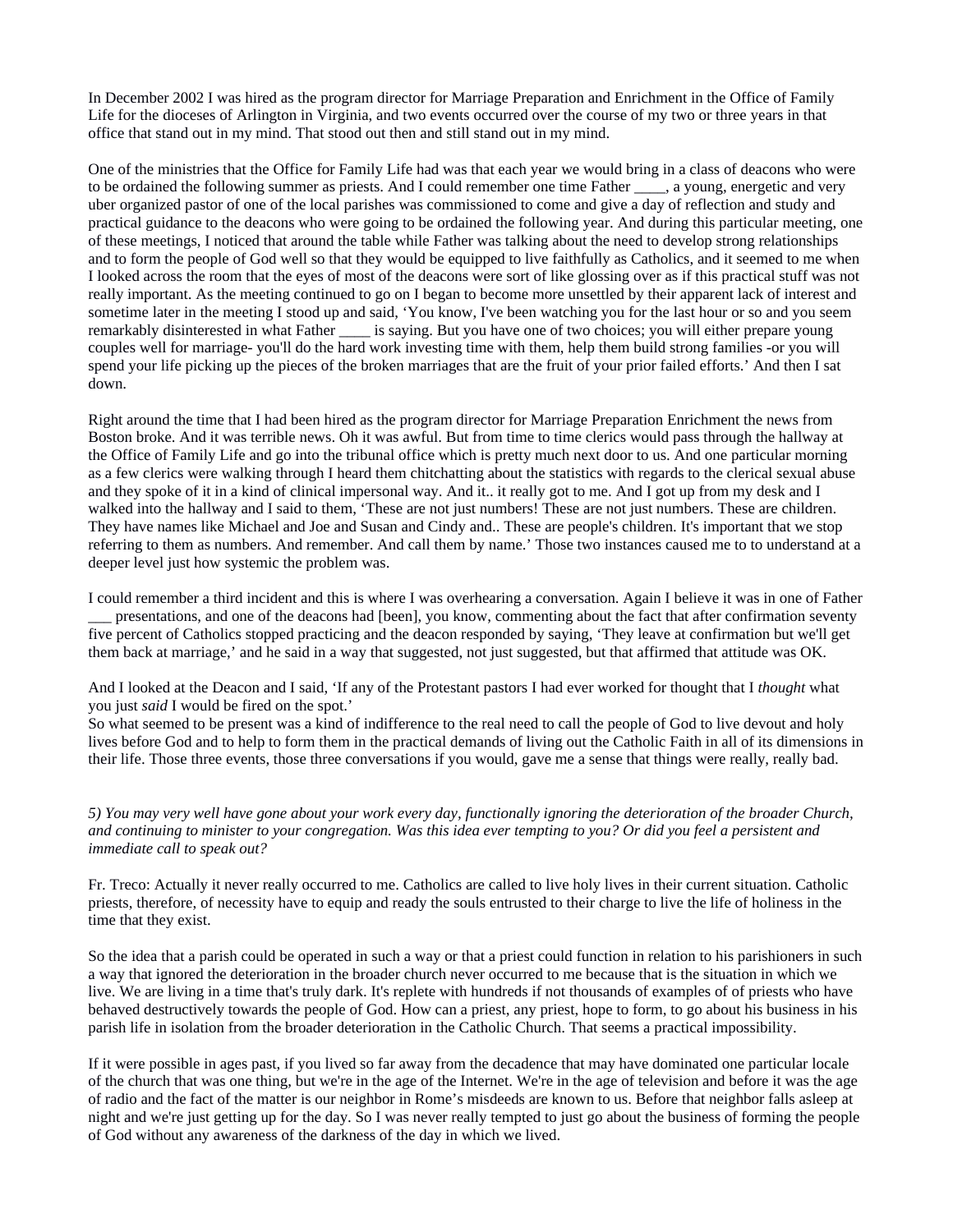In December 2002 I was hired as the program director for Marriage Preparation and Enrichment in the Office of Family Life for the dioceses of Arlington in Virginia, and two events occurred over the course of my two or three years in that office that stand out in my mind. That stood out then and still stand out in my mind.

One of the ministries that the Office for Family Life had was that each year we would bring in a class of deacons who were to be ordained the following summer as priests. And I could remember one time Father ____, a young, energetic and very uber organized pastor of one of the local parishes was commissioned to come and give a day of reflection and study and practical guidance to the deacons who were going to be ordained the following year. And during this particular meeting, one of these meetings, I noticed that around the table while Father was talking about the need to develop strong relationships and to form the people of God well so that they would be equipped to live faithfully as Catholics, and it seemed to me when I looked across the room that the eyes of most of the deacons were sort of like glossing over as if this practical stuff was not really important. As the meeting continued to go on I began to become more unsettled by their apparent lack of interest and sometime later in the meeting I stood up and said, 'You know, I've been watching you for the last hour or so and you seem remarkably disinterested in what Father ____ is saying. But you have one of two choices; you will either prepare young couples well for marriage- you'll do the hard work investing time with them, help them build strong families -or you will spend your life picking up the pieces of the broken marriages that are the fruit of your prior failed efforts.' And then I sat down.

Right around the time that I had been hired as the program director for Marriage Preparation Enrichment the news from Boston broke. And it was terrible news. Oh it was awful. But from time to time clerics would pass through the hallway at the Office of Family Life and go into the tribunal office which is pretty much next door to us. And one particular morning as a few clerics were walking through I heard them chitchatting about the statistics with regards to the clerical sexual abuse and they spoke of it in a kind of clinical impersonal way. And it.. it really got to me. And I got up from my desk and I walked into the hallway and I said to them, 'These are not just numbers! These are not just numbers. These are children. They have names like Michael and Joe and Susan and Cindy and.. These are people's children. It's important that we stop referring to them as numbers. And remember. And call them by name.' Those two instances caused me to to understand at a deeper level just how systemic the problem was.

I could remember a third incident and this is where I was overhearing a conversation. Again I believe it was in one of Father ___ presentations, and one of the deacons had [been], you know, commenting about the fact that after confirmation seventy five percent of Catholics stopped practicing and the deacon responded by saying, 'They leave at confirmation but we'll get them back at marriage,' and he said in a way that suggested, not just suggested, but that affirmed that attitude was OK.

And I looked at the Deacon and I said, 'If any of the Protestant pastors I had ever worked for thought that I *thought* what you just *said* I would be fired on the spot.'
So what seemed to be present was a kind of indifference to the real need to call the people of God to live devout and holy lives before God and to help to form them in the practical demands of living out the Catholic Faith in all of its dimensions in their life. Those three events, those three conversations if you would, gave me a sense that things were really, really bad.

*5) You may very well have gone about your work every day, functionally ignoring the deterioration of the broader Church, and continuing to minister to your congregation. Was this idea ever tempting to you? Or did you feel a persistent and immediate call to speak out?*

Fr. Treco: Actually it never really occurred to me. Catholics are called to live holy lives in their current situation. Catholic priests, therefore, of necessity have to equip and ready the souls entrusted to their charge to live the life of holiness in the time that they exist.

So the idea that a parish could be operated in such a way or that a priest could function in relation to his parishioners in such a way that ignored the deterioration in the broader church never occurred to me because that is the situation in which we live. We are living in a time that's truly dark. It's replete with hundreds if not thousands of examples of of priests who have behaved destructively towards the people of God. How can a priest, any priest, hope to form, to go about his business in his parish life in isolation from the broader deterioration in the Catholic Church. That seems a practical impossibility.

If it were possible in ages past, if you lived so far away from the decadence that may have dominated one particular locale of the church that was one thing, but we're in the age of the Internet. We're in the age of television and before it was the age of radio and the fact of the matter is our neighbor in Rome's misdeeds are known to us. Before that neighbor falls asleep at night and we're just getting up for the day. So I was never really tempted to just go about the business of forming the people of God without any awareness of the darkness of the day in which we lived.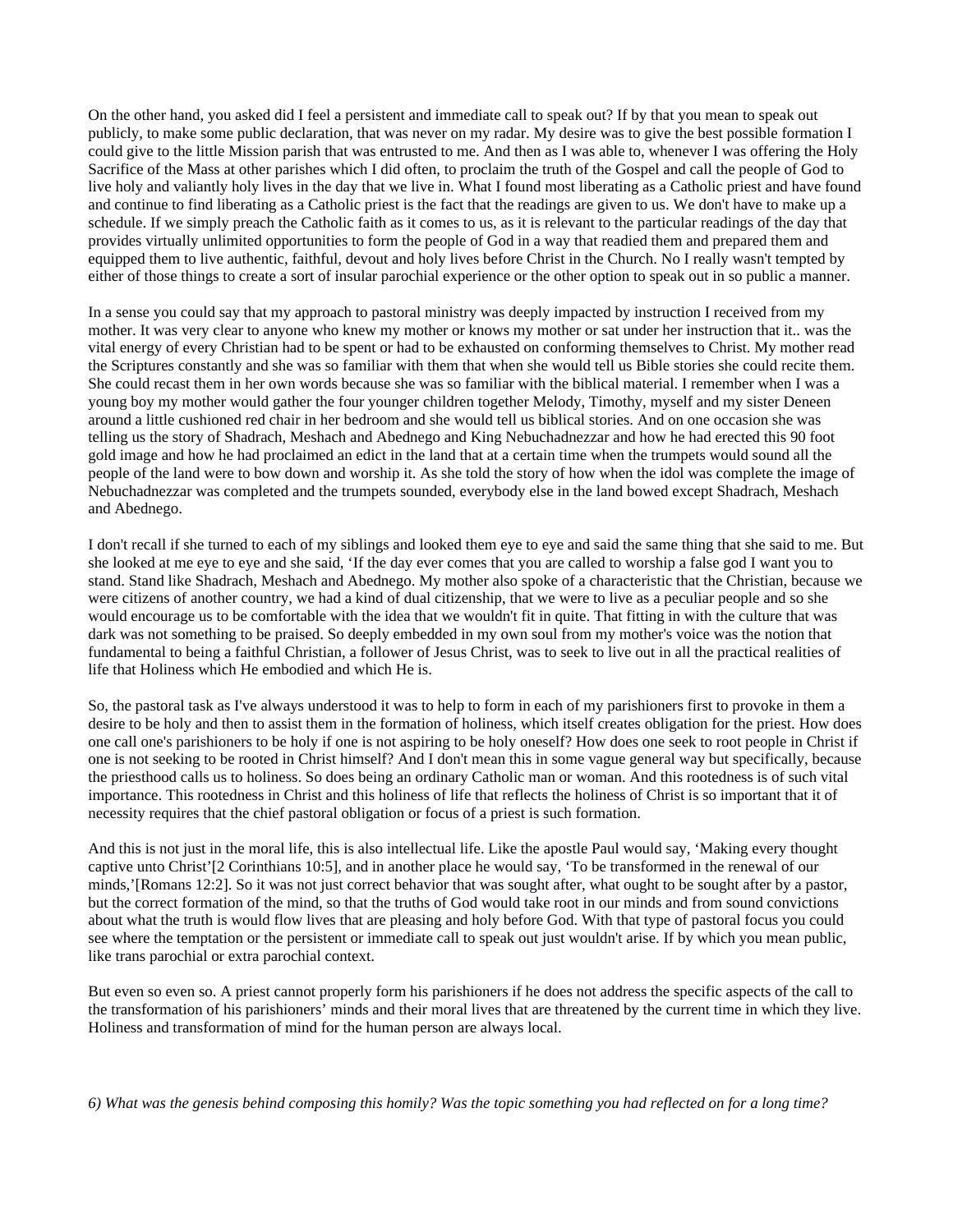On the other hand, you asked did I feel a persistent and immediate call to speak out? If by that you mean to speak out publicly, to make some public declaration, that was never on my radar. My desire was to give the best possible formation I could give to the little Mission parish that was entrusted to me. And then as I was able to, whenever I was offering the Holy Sacrifice of the Mass at other parishes which I did often, to proclaim the truth of the Gospel and call the people of God to live holy and valiantly holy lives in the day that we live in. What I found most liberating as a Catholic priest and have found and continue to find liberating as a Catholic priest is the fact that the readings are given to us. We don't have to make up a schedule. If we simply preach the Catholic faith as it comes to us, as it is relevant to the particular readings of the day that provides virtually unlimited opportunities to form the people of God in a way that readied them and prepared them and equipped them to live authentic, faithful, devout and holy lives before Christ in the Church. No I really wasn't tempted by either of those things to create a sort of insular parochial experience or the other option to speak out in so public a manner.

In a sense you could say that my approach to pastoral ministry was deeply impacted by instruction I received from my mother. It was very clear to anyone who knew my mother or knows my mother or sat under her instruction that it.. was the vital energy of every Christian had to be spent or had to be exhausted on conforming themselves to Christ. My mother read the Scriptures constantly and she was so familiar with them that when she would tell us Bible stories she could recite them. She could recast them in her own words because she was so familiar with the biblical material. I remember when I was a young boy my mother would gather the four younger children together Melody, Timothy, myself and my sister Deneen around a little cushioned red chair in her bedroom and she would tell us biblical stories. And on one occasion she was telling us the story of Shadrach, Meshach and Abednego and King Nebuchadnezzar and how he had erected this 90 foot gold image and how he had proclaimed an edict in the land that at a certain time when the trumpets would sound all the people of the land were to bow down and worship it. As she told the story of how when the idol was complete the image of Nebuchadnezzar was completed and the trumpets sounded, everybody else in the land bowed except Shadrach, Meshach and Abednego.

I don't recall if she turned to each of my siblings and looked them eye to eye and said the same thing that she said to me. But she looked at me eye to eye and she said, 'If the day ever comes that you are called to worship a false god I want you to stand. Stand like Shadrach, Meshach and Abednego. My mother also spoke of a characteristic that the Christian, because we were citizens of another country, we had a kind of dual citizenship, that we were to live as a peculiar people and so she would encourage us to be comfortable with the idea that we wouldn't fit in quite. That fitting in with the culture that was dark was not something to be praised. So deeply embedded in my own soul from my mother's voice was the notion that fundamental to being a faithful Christian, a follower of Jesus Christ, was to seek to live out in all the practical realities of life that Holiness which He embodied and which He is.

So, the pastoral task as I've always understood it was to help to form in each of my parishioners first to provoke in them a desire to be holy and then to assist them in the formation of holiness, which itself creates obligation for the priest. How does one call one's parishioners to be holy if one is not aspiring to be holy oneself? How does one seek to root people in Christ if one is not seeking to be rooted in Christ himself? And I don't mean this in some vague general way but specifically, because the priesthood calls us to holiness. So does being an ordinary Catholic man or woman. And this rootedness is of such vital importance. This rootedness in Christ and this holiness of life that reflects the holiness of Christ is so important that it of necessity requires that the chief pastoral obligation or focus of a priest is such formation.

And this is not just in the moral life, this is also intellectual life. Like the apostle Paul would say, 'Making every thought captive unto Christ'[2 Corinthians 10:5], and in another place he would say, 'To be transformed in the renewal of our minds,'[Romans 12:2]. So it was not just correct behavior that was sought after, what ought to be sought after by a pastor, but the correct formation of the mind, so that the truths of God would take root in our minds and from sound convictions about what the truth is would flow lives that are pleasing and holy before God. With that type of pastoral focus you could see where the temptation or the persistent or immediate call to speak out just wouldn't arise. If by which you mean public, like trans parochial or extra parochial context.

But even so even so. A priest cannot properly form his parishioners if he does not address the specific aspects of the call to the transformation of his parishioners' minds and their moral lives that are threatened by the current time in which they live. Holiness and transformation of mind for the human person are always local.

*6) What was the genesis behind composing this homily? Was the topic something you had reflected on for a long time?*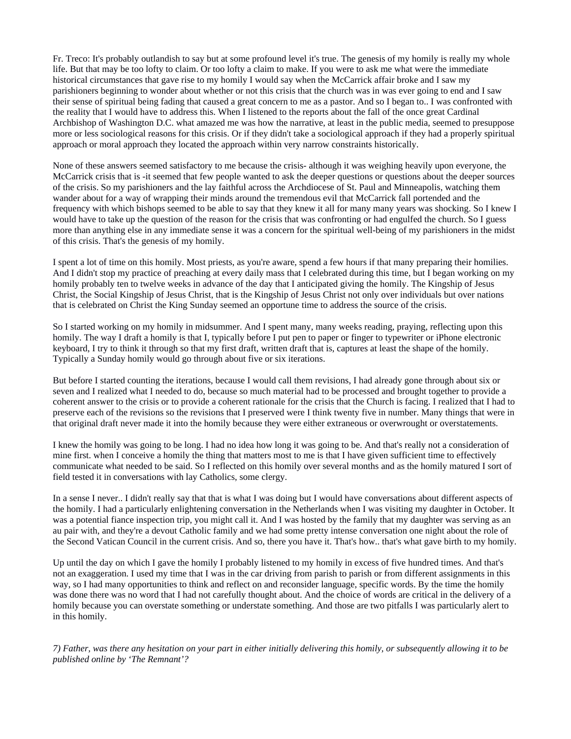Fr. Treco: It's probably outlandish to say but at some profound level it's true. The genesis of my homily is really my whole life. But that may be too lofty to claim. Or too lofty a claim to make. If you were to ask me what were the immediate historical circumstances that gave rise to my homily I would say when the McCarrick affair broke and I saw my parishioners beginning to wonder about whether or not this crisis that the church was in was ever going to end and I saw their sense of spiritual being fading that caused a great concern to me as a pastor. And so I began to.. I was confronted with the reality that I would have to address this. When I listened to the reports about the fall of the once great Cardinal Archbishop of Washington D.C. what amazed me was how the narrative, at least in the public media, seemed to presuppose more or less sociological reasons for this crisis. Or if they didn't take a sociological approach if they had a properly spiritual approach or moral approach they located the approach within very narrow constraints historically.

None of these answers seemed satisfactory to me because the crisis- although it was weighing heavily upon everyone, the McCarrick crisis that is -it seemed that few people wanted to ask the deeper questions or questions about the deeper sources of the crisis. So my parishioners and the lay faithful across the Archdiocese of St. Paul and Minneapolis, watching them wander about for a way of wrapping their minds around the tremendous evil that McCarrick fall portended and the frequency with which bishops seemed to be able to say that they knew it all for many many years was shocking. So I knew I would have to take up the question of the reason for the crisis that was confronting or had engulfed the church. So I guess more than anything else in any immediate sense it was a concern for the spiritual well-being of my parishioners in the midst of this crisis. That's the genesis of my homily.

I spent a lot of time on this homily. Most priests, as you're aware, spend a few hours if that many preparing their homilies. And I didn't stop my practice of preaching at every daily mass that I celebrated during this time, but I began working on my homily probably ten to twelve weeks in advance of the day that I anticipated giving the homily. The Kingship of Jesus Christ, the Social Kingship of Jesus Christ, that is the Kingship of Jesus Christ not only over individuals but over nations that is celebrated on Christ the King Sunday seemed an opportune time to address the source of the crisis.

So I started working on my homily in midsummer. And I spent many, many weeks reading, praying, reflecting upon this homily. The way I draft a homily is that I, typically before I put pen to paper or finger to typewriter or iPhone electronic keyboard, I try to think it through so that my first draft, written draft that is, captures at least the shape of the homily. Typically a Sunday homily would go through about five or six iterations.

But before I started counting the iterations, because I would call them revisions, I had already gone through about six or seven and I realized what I needed to do, because so much material had to be processed and brought together to provide a coherent answer to the crisis or to provide a coherent rationale for the crisis that the Church is facing. I realized that I had to preserve each of the revisions so the revisions that I preserved were I think twenty five in number. Many things that were in that original draft never made it into the homily because they were either extraneous or overwrought or overstatements.

I knew the homily was going to be long. I had no idea how long it was going to be. And that's really not a consideration of mine first. when I conceive a homily the thing that matters most to me is that I have given sufficient time to effectively communicate what needed to be said. So I reflected on this homily over several months and as the homily matured I sort of field tested it in conversations with lay Catholics, some clergy.

In a sense I never.. I didn't really say that that is what I was doing but I would have conversations about different aspects of the homily. I had a particularly enlightening conversation in the Netherlands when I was visiting my daughter in October. It was a potential fiance inspection trip, you might call it. And I was hosted by the family that my daughter was serving as an au pair with, and they're a devout Catholic family and we had some pretty intense conversation one night about the role of the Second Vatican Council in the current crisis. And so, there you have it. That's how.. that's what gave birth to my homily.

Up until the day on which I gave the homily I probably listened to my homily in excess of five hundred times. And that's not an exaggeration. I used my time that I was in the car driving from parish to parish or from different assignments in this way, so I had many opportunities to think and reflect on and reconsider language, specific words. By the time the homily was done there was no word that I had not carefully thought about. And the choice of words are critical in the delivery of a homily because you can overstate something or understate something. And those are two pitfalls I was particularly alert to in this homily.

*7) Father, was there any hesitation on your part in either initially delivering this homily, or subsequently allowing it to be published online by 'The Remnant'?*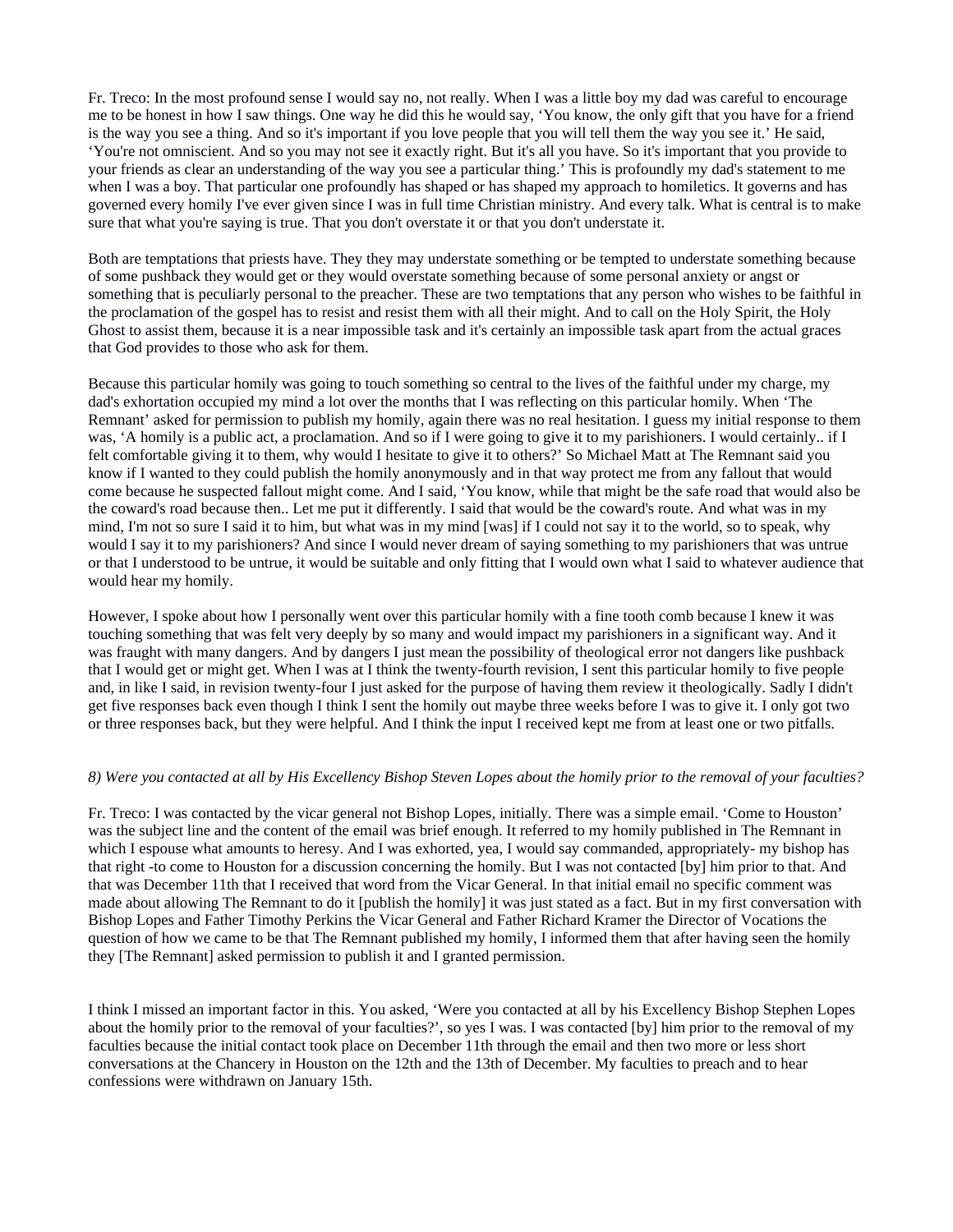Fr. Treco: In the most profound sense I would say no, not really. When I was a little boy my dad was careful to encourage me to be honest in how I saw things. One way he did this he would say, 'You know, the only gift that you have for a friend is the way you see a thing. And so it's important if you love people that you will tell them the way you see it.' He said, 'You're not omniscient. And so you may not see it exactly right. But it's all you have. So it's important that you provide to your friends as clear an understanding of the way you see a particular thing.' This is profoundly my dad's statement to me when I was a boy. That particular one profoundly has shaped or has shaped my approach to homiletics. It governs and has governed every homily I've ever given since I was in full time Christian ministry. And every talk. What is central is to make sure that what you're saying is true. That you don't overstate it or that you don't understate it.

Both are temptations that priests have. They they may understate something or be tempted to understate something because of some pushback they would get or they would overstate something because of some personal anxiety or angst or something that is peculiarly personal to the preacher. These are two temptations that any person who wishes to be faithful in the proclamation of the gospel has to resist and resist them with all their might. And to call on the Holy Spirit, the Holy Ghost to assist them, because it is a near impossible task and it's certainly an impossible task apart from the actual graces that God provides to those who ask for them.

Because this particular homily was going to touch something so central to the lives of the faithful under my charge, my dad's exhortation occupied my mind a lot over the months that I was reflecting on this particular homily. When 'The Remnant' asked for permission to publish my homily, again there was no real hesitation. I guess my initial response to them was, 'A homily is a public act, a proclamation. And so if I were going to give it to my parishioners. I would certainly.. if I felt comfortable giving it to them, why would I hesitate to give it to others?' So Michael Matt at The Remnant said you know if I wanted to they could publish the homily anonymously and in that way protect me from any fallout that would come because he suspected fallout might come. And I said, 'You know, while that might be the safe road that would also be the coward's road because then.. Let me put it differently. I said that would be the coward's route. And what was in my mind, I'm not so sure I said it to him, but what was in my mind [was] if I could not say it to the world, so to speak, why would I say it to my parishioners? And since I would never dream of saying something to my parishioners that was untrue or that I understood to be untrue, it would be suitable and only fitting that I would own what I said to whatever audience that would hear my homily.

However, I spoke about how I personally went over this particular homily with a fine tooth comb because I knew it was touching something that was felt very deeply by so many and would impact my parishioners in a significant way. And it was fraught with many dangers. And by dangers I just mean the possibility of theological error not dangers like pushback that I would get or might get. When I was at I think the twenty-fourth revision, I sent this particular homily to five people and, in like I said, in revision twenty-four I just asked for the purpose of having them review it theologically. Sadly I didn't get five responses back even though I think I sent the homily out maybe three weeks before I was to give it. I only got two or three responses back, but they were helpful. And I think the input I received kept me from at least one or two pitfalls.

*8) Were you contacted at all by His Excellency Bishop Steven Lopes about the homily prior to the removal of your faculties?*

Fr. Treco: I was contacted by the vicar general not Bishop Lopes, initially. There was a simple email. 'Come to Houston' was the subject line and the content of the email was brief enough. It referred to my homily published in The Remnant in which I espouse what amounts to heresy. And I was exhorted, yea, I would say commanded, appropriately- my bishop has that right -to come to Houston for a discussion concerning the homily. But I was not contacted [by] him prior to that. And that was December 11th that I received that word from the Vicar General. In that initial email no specific comment was made about allowing The Remnant to do it [publish the homily] it was just stated as a fact. But in my first conversation with Bishop Lopes and Father Timothy Perkins the Vicar General and Father Richard Kramer the Director of Vocations the question of how we came to be that The Remnant published my homily, I informed them that after having seen the homily they [The Remnant] asked permission to publish it and I granted permission.

I think I missed an important factor in this. You asked, 'Were you contacted at all by his Excellency Bishop Stephen Lopes about the homily prior to the removal of your faculties?', so yes I was. I was contacted [by] him prior to the removal of my faculties because the initial contact took place on December 11th through the email and then two more or less short conversations at the Chancery in Houston on the 12th and the 13th of December. My faculties to preach and to hear confessions were withdrawn on January 15th.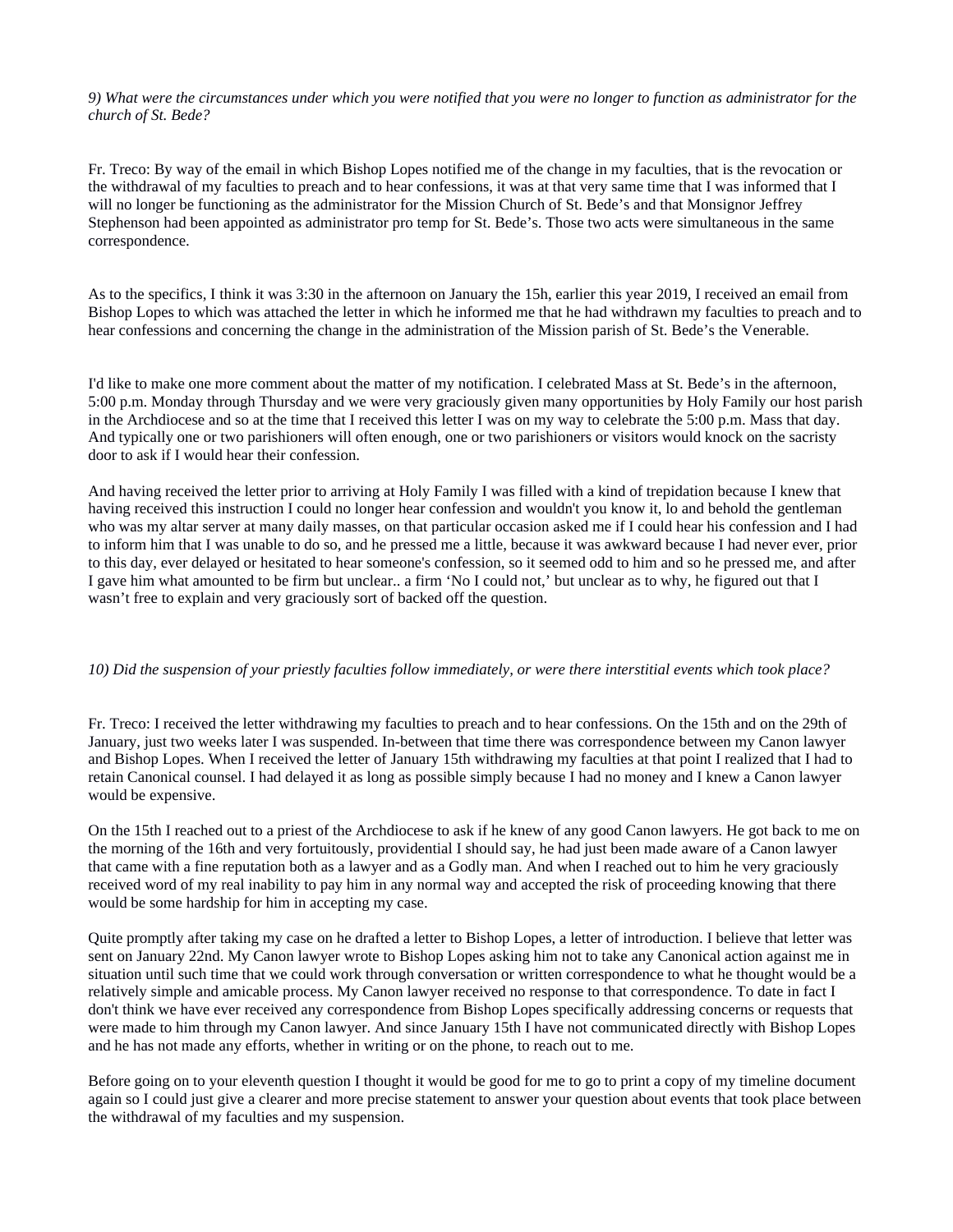*9) What were the circumstances under which you were notified that you were no longer to function as administrator for the church of St. Bede?*

Fr. Treco: By way of the email in which Bishop Lopes notified me of the change in my faculties, that is the revocation or the withdrawal of my faculties to preach and to hear confessions, it was at that very same time that I was informed that I will no longer be functioning as the administrator for the Mission Church of St. Bede's and that Monsignor Jeffrey Stephenson had been appointed as administrator pro temp for St. Bede's. Those two acts were simultaneous in the same correspondence.

As to the specifics, I think it was 3:30 in the afternoon on January the 15h, earlier this year 2019, I received an email from Bishop Lopes to which was attached the letter in which he informed me that he had withdrawn my faculties to preach and to hear confessions and concerning the change in the administration of the Mission parish of St. Bede's the Venerable.

I'd like to make one more comment about the matter of my notification. I celebrated Mass at St. Bede's in the afternoon, 5:00 p.m. Monday through Thursday and we were very graciously given many opportunities by Holy Family our host parish in the Archdiocese and so at the time that I received this letter I was on my way to celebrate the 5:00 p.m. Mass that day. And typically one or two parishioners will often enough, one or two parishioners or visitors would knock on the sacristy door to ask if I would hear their confession.

And having received the letter prior to arriving at Holy Family I was filled with a kind of trepidation because I knew that having received this instruction I could no longer hear confession and wouldn't you know it, lo and behold the gentleman who was my altar server at many daily masses, on that particular occasion asked me if I could hear his confession and I had to inform him that I was unable to do so, and he pressed me a little, because it was awkward because I had never ever, prior to this day, ever delayed or hesitated to hear someone's confession, so it seemed odd to him and so he pressed me, and after I gave him what amounted to be firm but unclear.. a firm 'No I could not,' but unclear as to why, he figured out that I wasn't free to explain and very graciously sort of backed off the question.

*10) Did the suspension of your priestly faculties follow immediately, or were there interstitial events which took place?*

Fr. Treco: I received the letter withdrawing my faculties to preach and to hear confessions. On the 15th and on the 29th of January, just two weeks later I was suspended. In-between that time there was correspondence between my Canon lawyer and Bishop Lopes. When I received the letter of January 15th withdrawing my faculties at that point I realized that I had to retain Canonical counsel. I had delayed it as long as possible simply because I had no money and I knew a Canon lawyer would be expensive.

On the 15th I reached out to a priest of the Archdiocese to ask if he knew of any good Canon lawyers. He got back to me on the morning of the 16th and very fortuitously, providential I should say, he had just been made aware of a Canon lawyer that came with a fine reputation both as a lawyer and as a Godly man. And when I reached out to him he very graciously received word of my real inability to pay him in any normal way and accepted the risk of proceeding knowing that there would be some hardship for him in accepting my case.

Quite promptly after taking my case on he drafted a letter to Bishop Lopes, a letter of introduction. I believe that letter was sent on January 22nd. My Canon lawyer wrote to Bishop Lopes asking him not to take any Canonical action against me in situation until such time that we could work through conversation or written correspondence to what he thought would be a relatively simple and amicable process. My Canon lawyer received no response to that correspondence. To date in fact I don't think we have ever received any correspondence from Bishop Lopes specifically addressing concerns or requests that were made to him through my Canon lawyer. And since January 15th I have not communicated directly with Bishop Lopes and he has not made any efforts, whether in writing or on the phone, to reach out to me.

Before going on to your eleventh question I thought it would be good for me to go to print a copy of my timeline document again so I could just give a clearer and more precise statement to answer your question about events that took place between the withdrawal of my faculties and my suspension.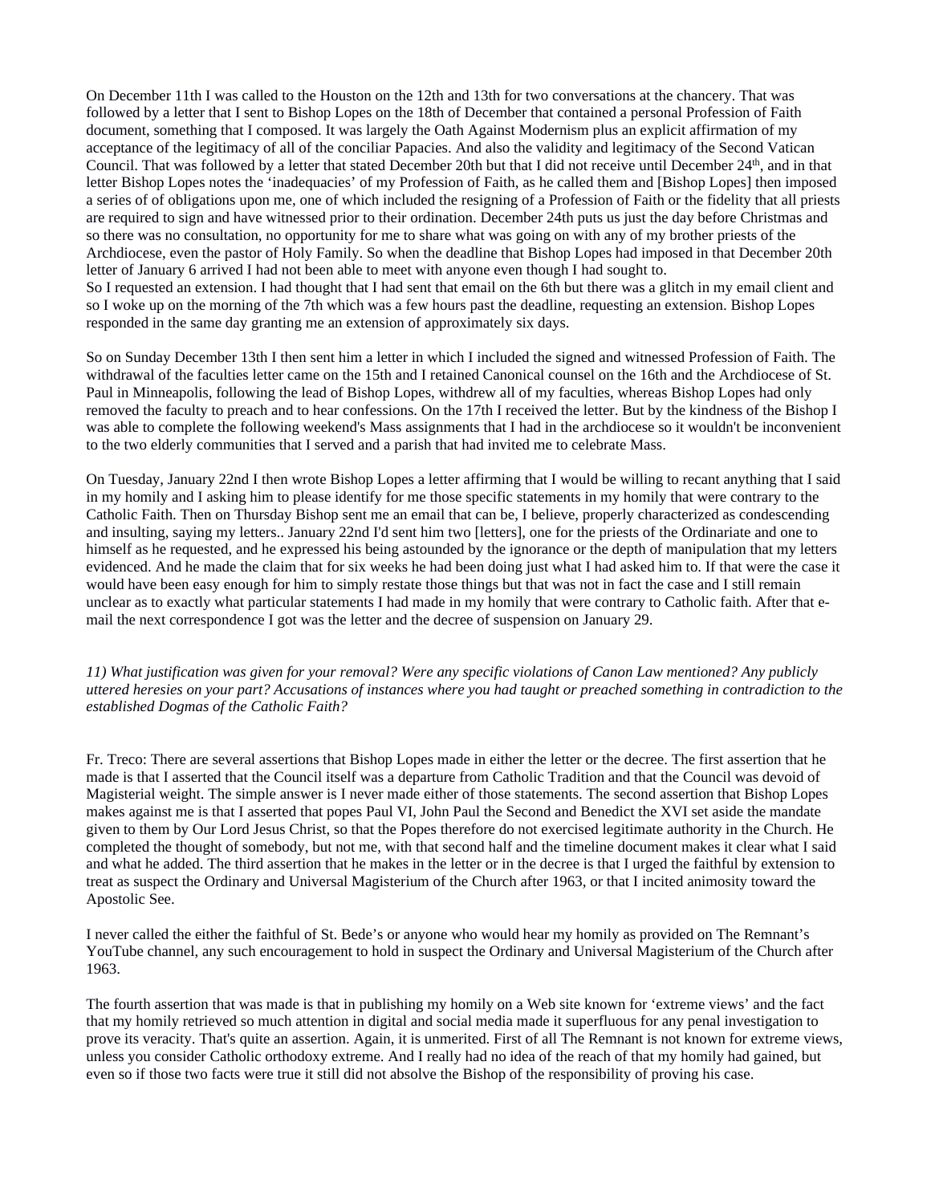On December 11th I was called to the Houston on the 12th and 13th for two conversations at the chancery. That was followed by a letter that I sent to Bishop Lopes on the 18th of December that contained a personal Profession of Faith document, something that I composed. It was largely the Oath Against Modernism plus an explicit affirmation of my acceptance of the legitimacy of all of the conciliar Papacies. And also the validity and legitimacy of the Second Vatican Council. That was followed by a letter that stated December 20th but that I did not receive until December 24th, and in that letter Bishop Lopes notes the 'inadequacies' of my Profession of Faith, as he called them and [Bishop Lopes] then imposed a series of of obligations upon me, one of which included the resigning of a Profession of Faith or the fidelity that all priests are required to sign and have witnessed prior to their ordination. December 24th puts us just the day before Christmas and so there was no consultation, no opportunity for me to share what was going on with any of my brother priests of the Archdiocese, even the pastor of Holy Family. So when the deadline that Bishop Lopes had imposed in that December 20th letter of January 6 arrived I had not been able to meet with anyone even though I had sought to.
So I requested an extension. I had thought that I had sent that email on the 6th but there was a glitch in my email client and so I woke up on the morning of the 7th which was a few hours past the deadline, requesting an extension. Bishop Lopes responded in the same day granting me an extension of approximately six days.

So on Sunday December 13th I then sent him a letter in which I included the signed and witnessed Profession of Faith. The withdrawal of the faculties letter came on the 15th and I retained Canonical counsel on the 16th and the Archdiocese of St. Paul in Minneapolis, following the lead of Bishop Lopes, withdrew all of my faculties, whereas Bishop Lopes had only removed the faculty to preach and to hear confessions. On the 17th I received the letter. But by the kindness of the Bishop I was able to complete the following weekend's Mass assignments that I had in the archdiocese so it wouldn't be inconvenient to the two elderly communities that I served and a parish that had invited me to celebrate Mass.

On Tuesday, January 22nd I then wrote Bishop Lopes a letter affirming that I would be willing to recant anything that I said in my homily and I asking him to please identify for me those specific statements in my homily that were contrary to the Catholic Faith. Then on Thursday Bishop sent me an email that can be, I believe, properly characterized as condescending and insulting, saying my letters.. January 22nd I'd sent him two [letters], one for the priests of the Ordinariate and one to himself as he requested, and he expressed his being astounded by the ignorance or the depth of manipulation that my letters evidenced. And he made the claim that for six weeks he had been doing just what I had asked him to. If that were the case it would have been easy enough for him to simply restate those things but that was not in fact the case and I still remain unclear as to exactly what particular statements I had made in my homily that were contrary to Catholic faith. After that e-mail the next correspondence I got was the letter and the decree of suspension on January 29.

*11) What justification was given for your removal? Were any specific violations of Canon Law mentioned? Any publicly uttered heresies on your part? Accusations of instances where you had taught or preached something in contradiction to the established Dogmas of the Catholic Faith?*

Fr. Treco: There are several assertions that Bishop Lopes made in either the letter or the decree. The first assertion that he made is that I asserted that the Council itself was a departure from Catholic Tradition and that the Council was devoid of Magisterial weight. The simple answer is I never made either of those statements. The second assertion that Bishop Lopes makes against me is that I asserted that popes Paul VI, John Paul the Second and Benedict the XVI set aside the mandate given to them by Our Lord Jesus Christ, so that the Popes therefore do not exercised legitimate authority in the Church. He completed the thought of somebody, but not me, with that second half and the timeline document makes it clear what I said and what he added. The third assertion that he makes in the letter or in the decree is that I urged the faithful by extension to treat as suspect the Ordinary and Universal Magisterium of the Church after 1963, or that I incited animosity toward the Apostolic See.

I never called the either the faithful of St. Bede's or anyone who would hear my homily as provided on The Remnant's YouTube channel, any such encouragement to hold in suspect the Ordinary and Universal Magisterium of the Church after 1963.

The fourth assertion that was made is that in publishing my homily on a Web site known for 'extreme views' and the fact that my homily retrieved so much attention in digital and social media made it superfluous for any penal investigation to prove its veracity. That's quite an assertion. Again, it is unmerited. First of all The Remnant is not known for extreme views, unless you consider Catholic orthodoxy extreme. And I really had no idea of the reach of that my homily had gained, but even so if those two facts were true it still did not absolve the Bishop of the responsibility of proving his case.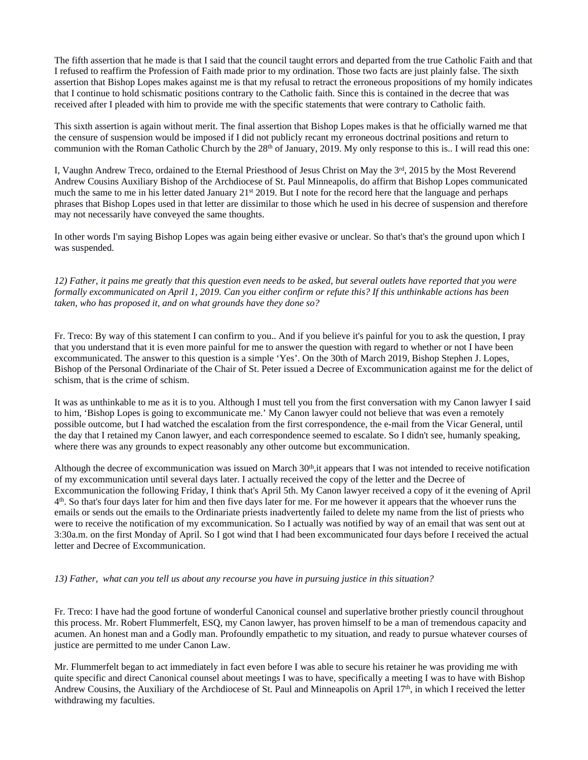The fifth assertion that he made is that I said that the council taught errors and departed from the true Catholic Faith and that I refused to reaffirm the Profession of Faith made prior to my ordination. Those two facts are just plainly false. The sixth assertion that Bishop Lopes makes against me is that my refusal to retract the erroneous propositions of my homily indicates that I continue to hold schismatic positions contrary to the Catholic faith. Since this is contained in the decree that was received after I pleaded with him to provide me with the specific statements that were contrary to Catholic faith.

This sixth assertion is again without merit. The final assertion that Bishop Lopes makes is that he officially warned me that the censure of suspension would be imposed if I did not publicly recant my erroneous doctrinal positions and return to communion with the Roman Catholic Church by the 28th of January, 2019. My only response to this is.. I will read this one:

I, Vaughn Andrew Treco, ordained to the Eternal Priesthood of Jesus Christ on May the 3rd, 2015 by the Most Reverend Andrew Cousins Auxiliary Bishop of the Archdiocese of St. Paul Minneapolis, do affirm that Bishop Lopes communicated much the same to me in his letter dated January 21st 2019. But I note for the record here that the language and perhaps phrases that Bishop Lopes used in that letter are dissimilar to those which he used in his decree of suspension and therefore may not necessarily have conveyed the same thoughts.

In other words I'm saying Bishop Lopes was again being either evasive or unclear. So that's that's the ground upon which I was suspended.

*12) Father, it pains me greatly that this question even needs to be asked, but several outlets have reported that you were formally excommunicated on April 1, 2019. Can you either confirm or refute this? If this unthinkable actions has been taken, who has proposed it, and on what grounds have they done so?*

Fr. Treco: By way of this statement I can confirm to you.. And if you believe it's painful for you to ask the question, I pray that you understand that it is even more painful for me to answer the question with regard to whether or not I have been excommunicated. The answer to this question is a simple 'Yes'. On the 30th of March 2019, Bishop Stephen J. Lopes, Bishop of the Personal Ordinariate of the Chair of St. Peter issued a Decree of Excommunication against me for the delict of schism, that is the crime of schism.

It was as unthinkable to me as it is to you. Although I must tell you from the first conversation with my Canon lawyer I said to him, 'Bishop Lopes is going to excommunicate me.' My Canon lawyer could not believe that was even a remotely possible outcome, but I had watched the escalation from the first correspondence, the e-mail from the Vicar General, until the day that I retained my Canon lawyer, and each correspondence seemed to escalate. So I didn't see, humanly speaking, where there was any grounds to expect reasonably any other outcome but excommunication.

Although the decree of excommunication was issued on March 30th,it appears that I was not intended to receive notification of my excommunication until several days later. I actually received the copy of the letter and the Decree of Excommunication the following Friday, I think that's April 5th. My Canon lawyer received a copy of it the evening of April 4th. So that's four days later for him and then five days later for me. For me however it appears that the whoever runs the emails or sends out the emails to the Ordinariate priests inadvertently failed to delete my name from the list of priests who were to receive the notification of my excommunication. So I actually was notified by way of an email that was sent out at 3:30a.m. on the first Monday of April. So I got wind that I had been excommunicated four days before I received the actual letter and Decree of Excommunication.

*13) Father, what can you tell us about any recourse you have in pursuing justice in this situation?*

Fr. Treco: I have had the good fortune of wonderful Canonical counsel and superlative brother priestly council throughout this process. Mr. Robert Flummerfelt, ESQ, my Canon lawyer, has proven himself to be a man of tremendous capacity and acumen. An honest man and a Godly man. Profoundly empathetic to my situation, and ready to pursue whatever courses of justice are permitted to me under Canon Law.

Mr. Flummerfelt began to act immediately in fact even before I was able to secure his retainer he was providing me with quite specific and direct Canonical counsel about meetings I was to have, specifically a meeting I was to have with Bishop Andrew Cousins, the Auxiliary of the Archdiocese of St. Paul and Minneapolis on April 17th, in which I received the letter withdrawing my faculties.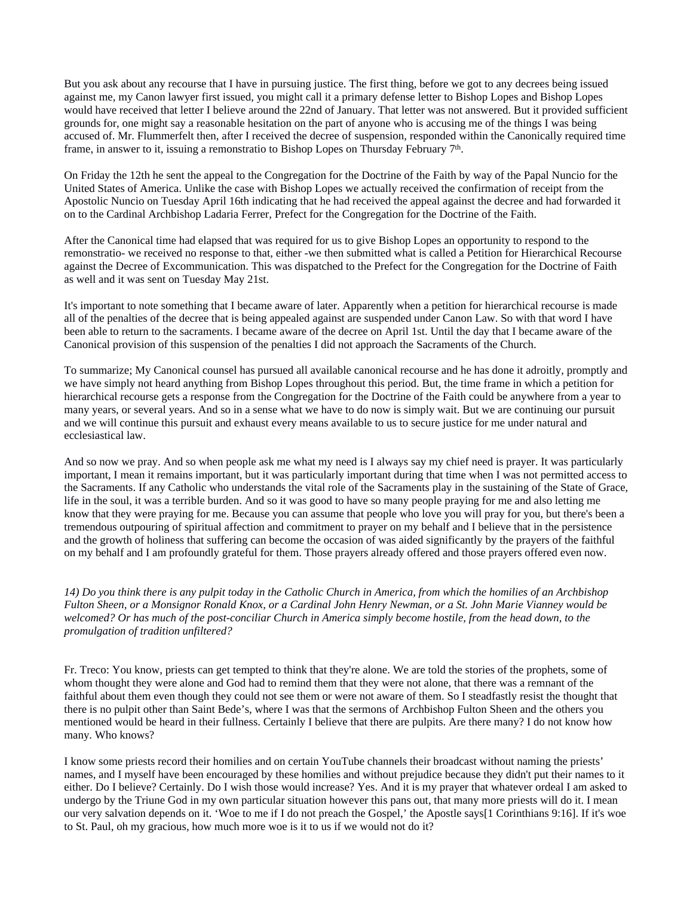But you ask about any recourse that I have in pursuing justice. The first thing, before we got to any decrees being issued against me, my Canon lawyer first issued, you might call it a primary defense letter to Bishop Lopes and Bishop Lopes would have received that letter I believe around the 22nd of January. That letter was not answered. But it provided sufficient grounds for, one might say a reasonable hesitation on the part of anyone who is accusing me of the things I was being accused of. Mr. Flummerfelt then, after I received the decree of suspension, responded within the Canonically required time frame, in answer to it, issuing a remonstratio to Bishop Lopes on Thursday February 7th.

On Friday the 12th he sent the appeal to the Congregation for the Doctrine of the Faith by way of the Papal Nuncio for the United States of America. Unlike the case with Bishop Lopes we actually received the confirmation of receipt from the Apostolic Nuncio on Tuesday April 16th indicating that he had received the appeal against the decree and had forwarded it on to the Cardinal Archbishop Ladaria Ferrer, Prefect for the Congregation for the Doctrine of the Faith.

After the Canonical time had elapsed that was required for us to give Bishop Lopes an opportunity to respond to the remonstratio- we received no response to that, either -we then submitted what is called a Petition for Hierarchical Recourse against the Decree of Excommunication. This was dispatched to the Prefect for the Congregation for the Doctrine of Faith as well and it was sent on Tuesday May 21st.

It's important to note something that I became aware of later. Apparently when a petition for hierarchical recourse is made all of the penalties of the decree that is being appealed against are suspended under Canon Law. So with that word I have been able to return to the sacraments. I became aware of the decree on April 1st. Until the day that I became aware of the Canonical provision of this suspension of the penalties I did not approach the Sacraments of the Church.

To summarize; My Canonical counsel has pursued all available canonical recourse and he has done it adroitly, promptly and we have simply not heard anything from Bishop Lopes throughout this period. But, the time frame in which a petition for hierarchical recourse gets a response from the Congregation for the Doctrine of the Faith could be anywhere from a year to many years, or several years. And so in a sense what we have to do now is simply wait. But we are continuing our pursuit and we will continue this pursuit and exhaust every means available to us to secure justice for me under natural and ecclesiastical law.

And so now we pray. And so when people ask me what my need is I always say my chief need is prayer. It was particularly important, I mean it remains important, but it was particularly important during that time when I was not permitted access to the Sacraments. If any Catholic who understands the vital role of the Sacraments play in the sustaining of the State of Grace, life in the soul, it was a terrible burden. And so it was good to have so many people praying for me and also letting me know that they were praying for me. Because you can assume that people who love you will pray for you, but there's been a tremendous outpouring of spiritual affection and commitment to prayer on my behalf and I believe that in the persistence and the growth of holiness that suffering can become the occasion of was aided significantly by the prayers of the faithful on my behalf and I am profoundly grateful for them. Those prayers already offered and those prayers offered even now.

*14) Do you think there is any pulpit today in the Catholic Church in America, from which the homilies of an Archbishop Fulton Sheen, or a Monsignor Ronald Knox, or a Cardinal John Henry Newman, or a St. John Marie Vianney would be welcomed? Or has much of the post-conciliar Church in America simply become hostile, from the head down, to the promulgation of tradition unfiltered?*

Fr. Treco: You know, priests can get tempted to think that they're alone. We are told the stories of the prophets, some of whom thought they were alone and God had to remind them that they were not alone, that there was a remnant of the faithful about them even though they could not see them or were not aware of them. So I steadfastly resist the thought that there is no pulpit other than Saint Bede's, where I was that the sermons of Archbishop Fulton Sheen and the others you mentioned would be heard in their fullness. Certainly I believe that there are pulpits. Are there many? I do not know how many. Who knows?

I know some priests record their homilies and on certain YouTube channels their broadcast without naming the priests' names, and I myself have been encouraged by these homilies and without prejudice because they didn't put their names to it either. Do I believe? Certainly. Do I wish those would increase? Yes. And it is my prayer that whatever ordeal I am asked to undergo by the Triune God in my own particular situation however this pans out, that many more priests will do it. I mean our very salvation depends on it. 'Woe to me if I do not preach the Gospel,' the Apostle says[1 Corinthians 9:16]. If it's woe to St. Paul, oh my gracious, how much more woe is it to us if we would not do it?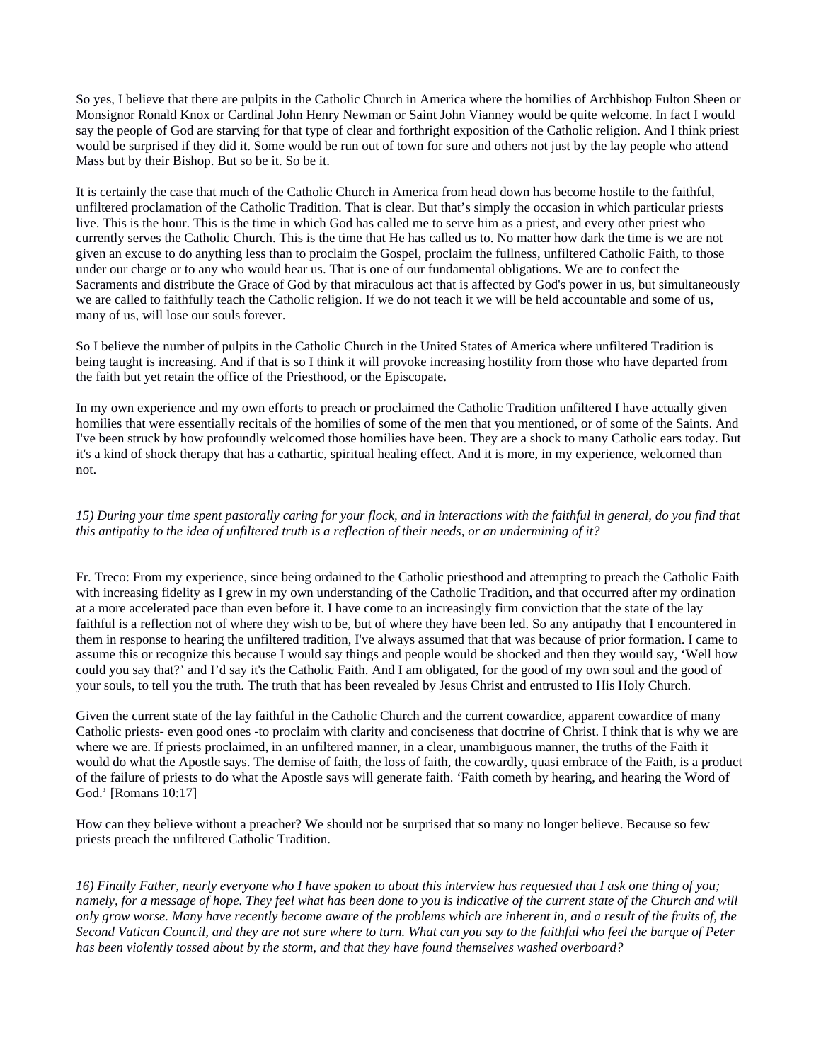So yes, I believe that there are pulpits in the Catholic Church in America where the homilies of Archbishop Fulton Sheen or Monsignor Ronald Knox or Cardinal John Henry Newman or Saint John Vianney would be quite welcome. In fact I would say the people of God are starving for that type of clear and forthright exposition of the Catholic religion. And I think priest would be surprised if they did it. Some would be run out of town for sure and others not just by the lay people who attend Mass but by their Bishop. But so be it. So be it.

It is certainly the case that much of the Catholic Church in America from head down has become hostile to the faithful, unfiltered proclamation of the Catholic Tradition. That is clear. But that's simply the occasion in which particular priests live. This is the hour. This is the time in which God has called me to serve him as a priest, and every other priest who currently serves the Catholic Church. This is the time that He has called us to. No matter how dark the time is we are not given an excuse to do anything less than to proclaim the Gospel, proclaim the fullness, unfiltered Catholic Faith, to those under our charge or to any who would hear us. That is one of our fundamental obligations. We are to confect the Sacraments and distribute the Grace of God by that miraculous act that is affected by God's power in us, but simultaneously we are called to faithfully teach the Catholic religion. If we do not teach it we will be held accountable and some of us, many of us, will lose our souls forever.

So I believe the number of pulpits in the Catholic Church in the United States of America where unfiltered Tradition is being taught is increasing. And if that is so I think it will provoke increasing hostility from those who have departed from the faith but yet retain the office of the Priesthood, or the Episcopate.

In my own experience and my own efforts to preach or proclaimed the Catholic Tradition unfiltered I have actually given homilies that were essentially recitals of the homilies of some of the men that you mentioned, or of some of the Saints. And I've been struck by how profoundly welcomed those homilies have been. They are a shock to many Catholic ears today. But it's a kind of shock therapy that has a cathartic, spiritual healing effect. And it is more, in my experience, welcomed than not.

*15) During your time spent pastorally caring for your flock, and in interactions with the faithful in general, do you find that this antipathy to the idea of unfiltered truth is a reflection of their needs, or an undermining of it?*

Fr. Treco: From my experience, since being ordained to the Catholic priesthood and attempting to preach the Catholic Faith with increasing fidelity as I grew in my own understanding of the Catholic Tradition, and that occurred after my ordination at a more accelerated pace than even before it. I have come to an increasingly firm conviction that the state of the lay faithful is a reflection not of where they wish to be, but of where they have been led. So any antipathy that I encountered in them in response to hearing the unfiltered tradition, I've always assumed that that was because of prior formation. I came to assume this or recognize this because I would say things and people would be shocked and then they would say, 'Well how could you say that?' and I'd say it's the Catholic Faith. And I am obligated, for the good of my own soul and the good of your souls, to tell you the truth. The truth that has been revealed by Jesus Christ and entrusted to His Holy Church.

Given the current state of the lay faithful in the Catholic Church and the current cowardice, apparent cowardice of many Catholic priests- even good ones -to proclaim with clarity and conciseness that doctrine of Christ. I think that is why we are where we are. If priests proclaimed, in an unfiltered manner, in a clear, unambiguous manner, the truths of the Faith it would do what the Apostle says. The demise of faith, the loss of faith, the cowardly, quasi embrace of the Faith, is a product of the failure of priests to do what the Apostle says will generate faith. 'Faith cometh by hearing, and hearing the Word of God.' [Romans 10:17]

How can they believe without a preacher? We should not be surprised that so many no longer believe. Because so few priests preach the unfiltered Catholic Tradition.

*16) Finally Father, nearly everyone who I have spoken to about this interview has requested that I ask one thing of you; namely, for a message of hope. They feel what has been done to you is indicative of the current state of the Church and will only grow worse. Many have recently become aware of the problems which are inherent in, and a result of the fruits of, the Second Vatican Council, and they are not sure where to turn. What can you say to the faithful who feel the barque of Peter has been violently tossed about by the storm, and that they have found themselves washed overboard?*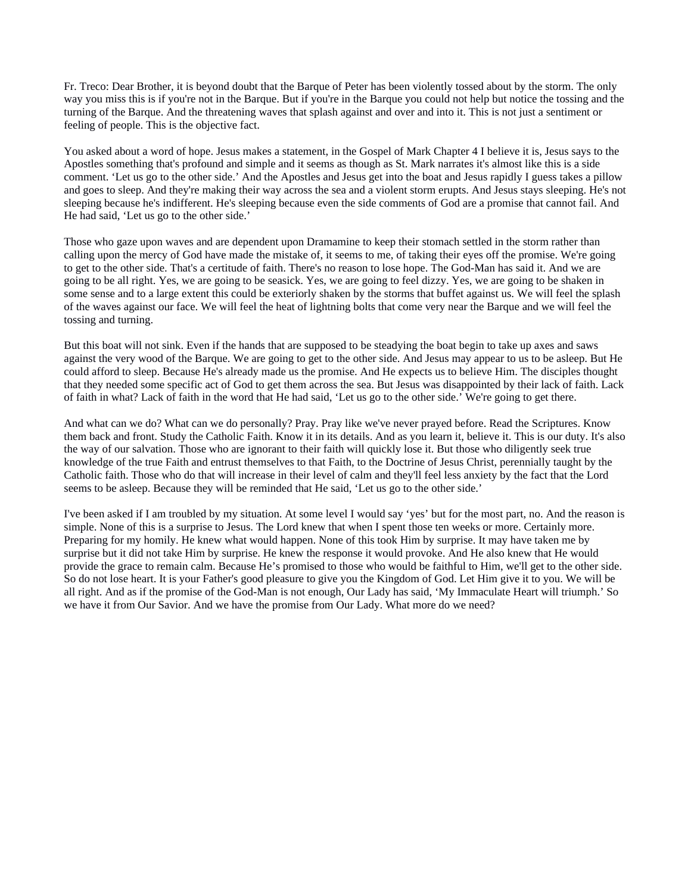Fr. Treco: Dear Brother, it is beyond doubt that the Barque of Peter has been violently tossed about by the storm. The only way you miss this is if you're not in the Barque. But if you're in the Barque you could not help but notice the tossing and the turning of the Barque. And the threatening waves that splash against and over and into it. This is not just a sentiment or feeling of people. This is the objective fact.

You asked about a word of hope. Jesus makes a statement, in the Gospel of Mark Chapter 4 I believe it is, Jesus says to the Apostles something that's profound and simple and it seems as though as St. Mark narrates it's almost like this is a side comment. 'Let us go to the other side.' And the Apostles and Jesus get into the boat and Jesus rapidly I guess takes a pillow and goes to sleep. And they're making their way across the sea and a violent storm erupts. And Jesus stays sleeping. He's not sleeping because he's indifferent. He's sleeping because even the side comments of God are a promise that cannot fail. And He had said, 'Let us go to the other side.'

Those who gaze upon waves and are dependent upon Dramamine to keep their stomach settled in the storm rather than calling upon the mercy of God have made the mistake of, it seems to me, of taking their eyes off the promise. We're going to get to the other side. That's a certitude of faith. There's no reason to lose hope. The God-Man has said it. And we are going to be all right. Yes, we are going to be seasick. Yes, we are going to feel dizzy. Yes, we are going to be shaken in some sense and to a large extent this could be exteriorly shaken by the storms that buffet against us. We will feel the splash of the waves against our face. We will feel the heat of lightning bolts that come very near the Barque and we will feel the tossing and turning.

But this boat will not sink. Even if the hands that are supposed to be steadying the boat begin to take up axes and saws against the very wood of the Barque. We are going to get to the other side. And Jesus may appear to us to be asleep. But He could afford to sleep. Because He's already made us the promise. And He expects us to believe Him. The disciples thought that they needed some specific act of God to get them across the sea. But Jesus was disappointed by their lack of faith. Lack of faith in what? Lack of faith in the word that He had said, 'Let us go to the other side.' We're going to get there.

And what can we do? What can we do personally? Pray. Pray like we've never prayed before. Read the Scriptures. Know them back and front. Study the Catholic Faith. Know it in its details. And as you learn it, believe it. This is our duty. It's also the way of our salvation. Those who are ignorant to their faith will quickly lose it. But those who diligently seek true knowledge of the true Faith and entrust themselves to that Faith, to the Doctrine of Jesus Christ, perennially taught by the Catholic faith. Those who do that will increase in their level of calm and they'll feel less anxiety by the fact that the Lord seems to be asleep. Because they will be reminded that He said, 'Let us go to the other side.'

I've been asked if I am troubled by my situation. At some level I would say 'yes' but for the most part, no. And the reason is simple. None of this is a surprise to Jesus. The Lord knew that when I spent those ten weeks or more. Certainly more. Preparing for my homily. He knew what would happen. None of this took Him by surprise. It may have taken me by surprise but it did not take Him by surprise. He knew the response it would provoke. And He also knew that He would provide the grace to remain calm. Because He's promised to those who would be faithful to Him, we'll get to the other side. So do not lose heart. It is your Father's good pleasure to give you the Kingdom of God. Let Him give it to you. We will be all right. And as if the promise of the God-Man is not enough, Our Lady has said, 'My Immaculate Heart will triumph.' So we have it from Our Savior. And we have the promise from Our Lady. What more do we need?